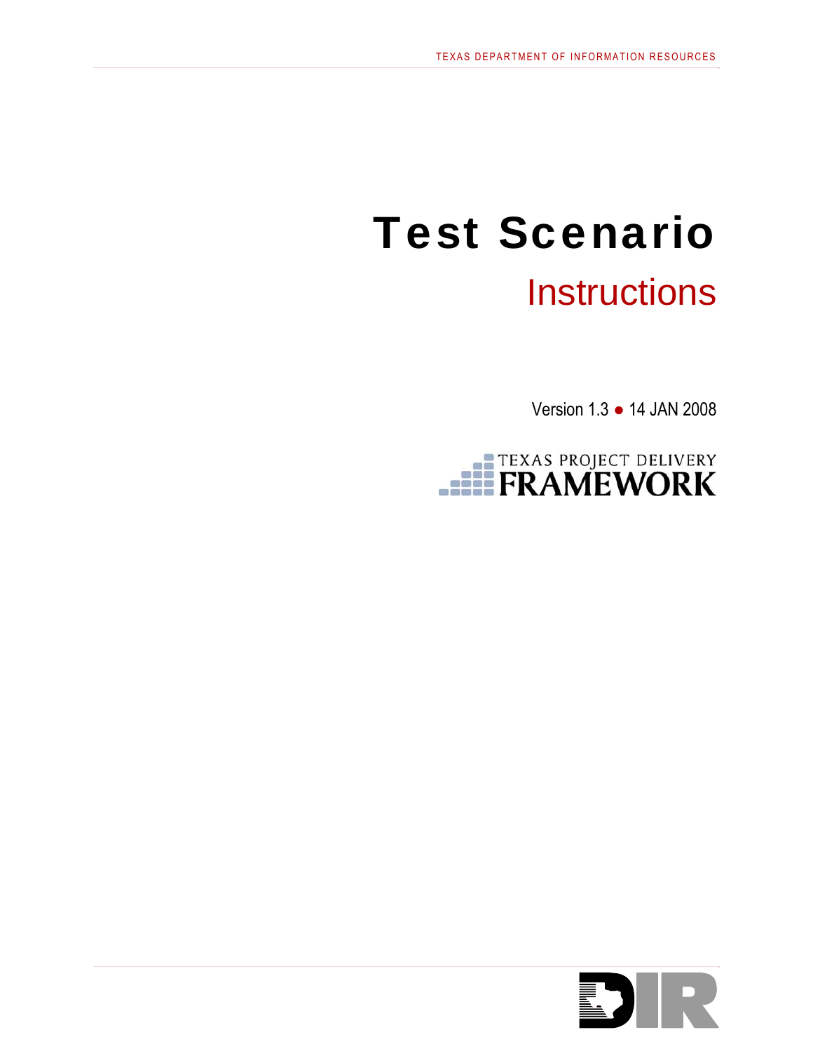# Test Scenario

## Instructions

Version 1.3 ● 14 JAN 2008

TEXAS PROJECT DELIVERY
FRAMEWORK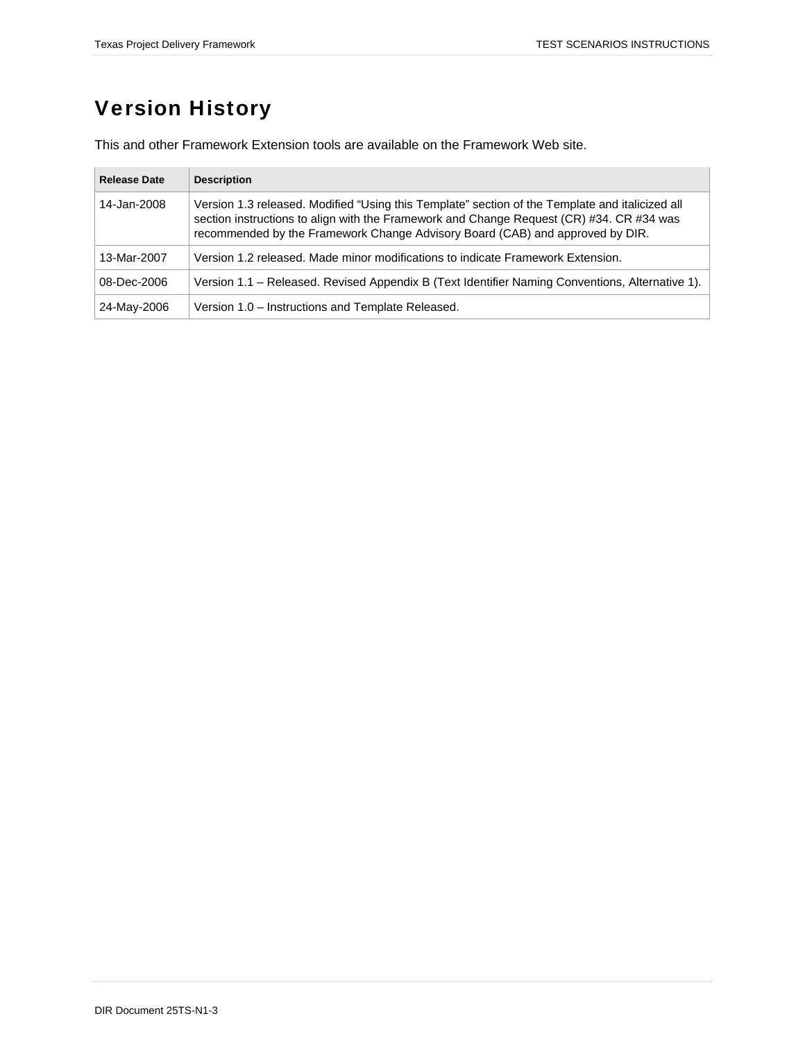# Version History

This and other Framework Extension tools are available on the Framework Web site.

| Release Date | Description |
| --- | --- |
| 14-Jan-2008 | Version 1.3 released. Modified "Using this Template" section of the Template and italicized all section instructions to align with the Framework and Change Request (CR) #34. CR #34 was recommended by the Framework Change Advisory Board (CAB) and approved by DIR. |
| 13-Mar-2007 | Version 1.2 released. Made minor modifications to indicate Framework Extension. |
| 08-Dec-2006 | Version 1.1 – Released. Revised Appendix B (Text Identifier Naming Conventions, Alternative 1). |
| 24-May-2006 | Version 1.0 – Instructions and Template Released. |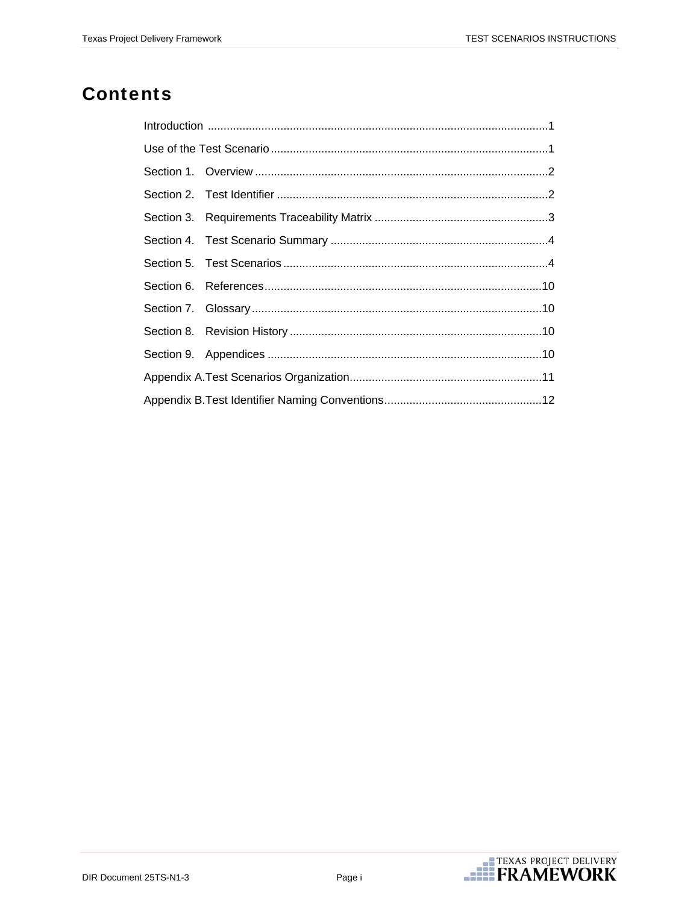# Contents

Introduction ..........................................................................................................1

Use of the Test Scenario.......................................................................................1

Section 1. Overview ............................................................................................2

Section 2. Test Identifier .....................................................................................2

Section 3. Requirements Traceability Matrix .......................................................3

Section 4. Test Scenario Summary .....................................................................4

Section 5. Test Scenarios ...................................................................................4

Section 6. References.......................................................................................10

Section 7. Glossary...........................................................................................10

Section 8. Revision History ...............................................................................10

Section 9. Appendices ......................................................................................10

Appendix A. Test Scenarios Organization............................................................11

Appendix B. Test Identifier Naming Conventions..................................................12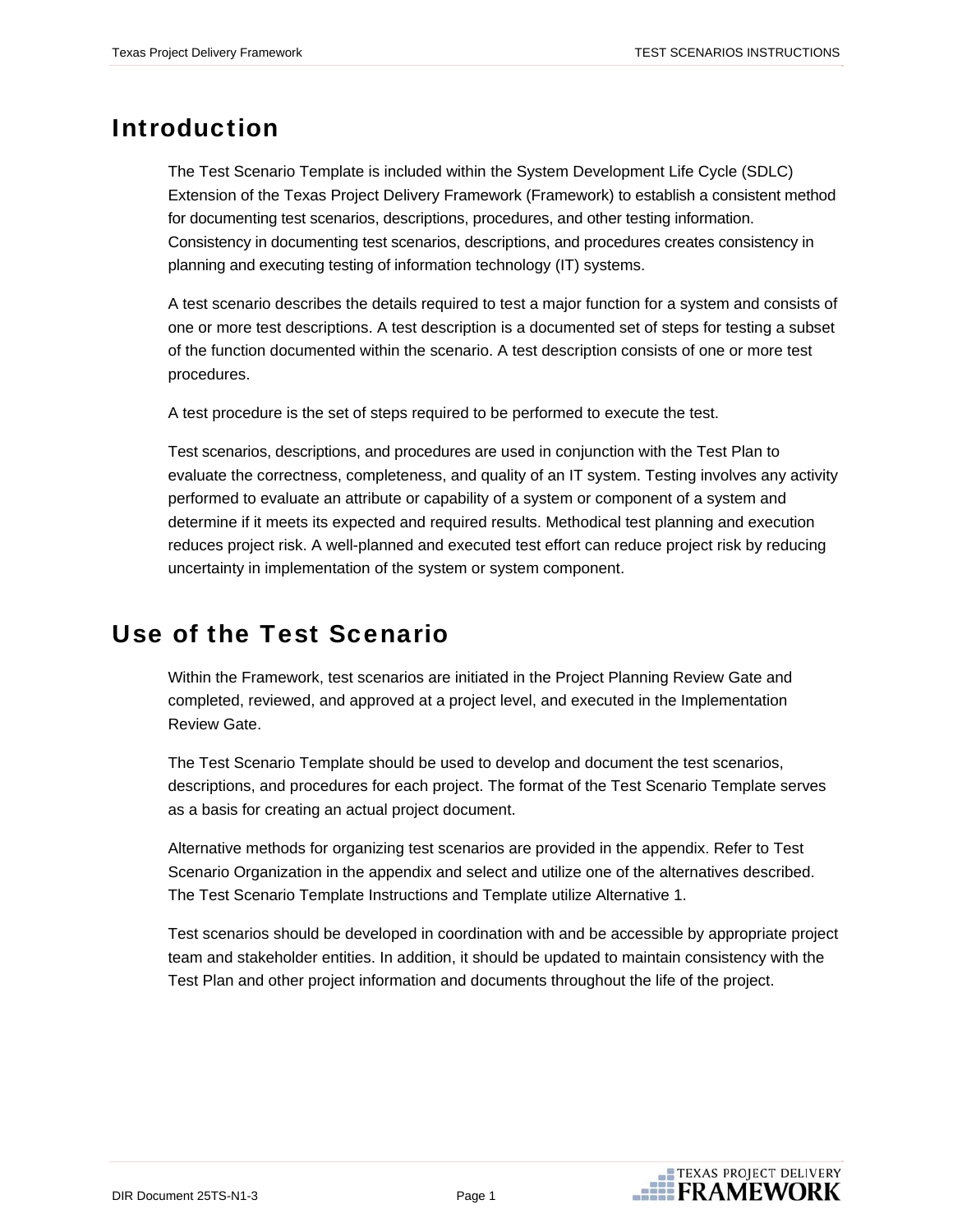# Introduction

The Test Scenario Template is included within the System Development Life Cycle (SDLC) Extension of the Texas Project Delivery Framework (Framework) to establish a consistent method for documenting test scenarios, descriptions, procedures, and other testing information. Consistency in documenting test scenarios, descriptions, and procedures creates consistency in planning and executing testing of information technology (IT) systems.

A test scenario describes the details required to test a major function for a system and consists of one or more test descriptions. A test description is a documented set of steps for testing a subset of the function documented within the scenario. A test description consists of one or more test procedures.

A test procedure is the set of steps required to be performed to execute the test.

Test scenarios, descriptions, and procedures are used in conjunction with the Test Plan to evaluate the correctness, completeness, and quality of an IT system. Testing involves any activity performed to evaluate an attribute or capability of a system or component of a system and determine if it meets its expected and required results. Methodical test planning and execution reduces project risk. A well-planned and executed test effort can reduce project risk by reducing uncertainty in implementation of the system or system component.

# Use of the Test Scenario

Within the Framework, test scenarios are initiated in the Project Planning Review Gate and completed, reviewed, and approved at a project level, and executed in the Implementation Review Gate.

The Test Scenario Template should be used to develop and document the test scenarios, descriptions, and procedures for each project. The format of the Test Scenario Template serves as a basis for creating an actual project document.

Alternative methods for organizing test scenarios are provided in the appendix. Refer to Test Scenario Organization in the appendix and select and utilize one of the alternatives described. The Test Scenario Template Instructions and Template utilize Alternative 1.

Test scenarios should be developed in coordination with and be accessible by appropriate project team and stakeholder entities. In addition, it should be updated to maintain consistency with the Test Plan and other project information and documents throughout the life of the project.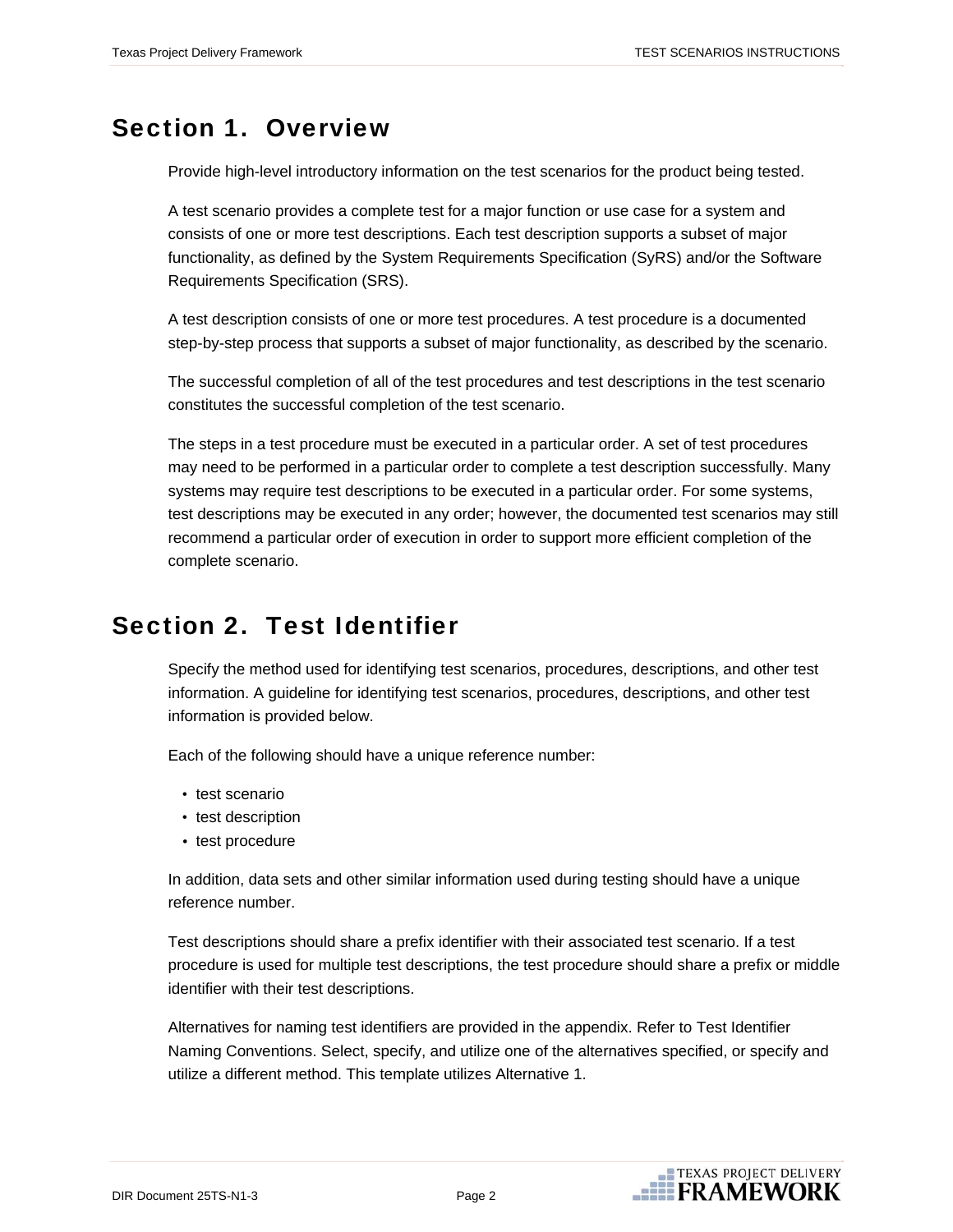# Section 1. Overview

Provide high-level introductory information on the test scenarios for the product being tested.

A test scenario provides a complete test for a major function or use case for a system and consists of one or more test descriptions. Each test description supports a subset of major functionality, as defined by the System Requirements Specification (SyRS) and/or the Software Requirements Specification (SRS).

A test description consists of one or more test procedures. A test procedure is a documented step-by-step process that supports a subset of major functionality, as described by the scenario.

The successful completion of all of the test procedures and test descriptions in the test scenario constitutes the successful completion of the test scenario.

The steps in a test procedure must be executed in a particular order. A set of test procedures may need to be performed in a particular order to complete a test description successfully. Many systems may require test descriptions to be executed in a particular order. For some systems, test descriptions may be executed in any order; however, the documented test scenarios may still recommend a particular order of execution in order to support more efficient completion of the complete scenario.

# Section 2. Test Identifier

Specify the method used for identifying test scenarios, procedures, descriptions, and other test information. A guideline for identifying test scenarios, procedures, descriptions, and other test information is provided below.

Each of the following should have a unique reference number:

- test scenario
- test description
- test procedure

In addition, data sets and other similar information used during testing should have a unique reference number.

Test descriptions should share a prefix identifier with their associated test scenario. If a test procedure is used for multiple test descriptions, the test procedure should share a prefix or middle identifier with their test descriptions.

Alternatives for naming test identifiers are provided in the appendix. Refer to Test Identifier Naming Conventions. Select, specify, and utilize one of the alternatives specified, or specify and utilize a different method. This template utilizes Alternative 1.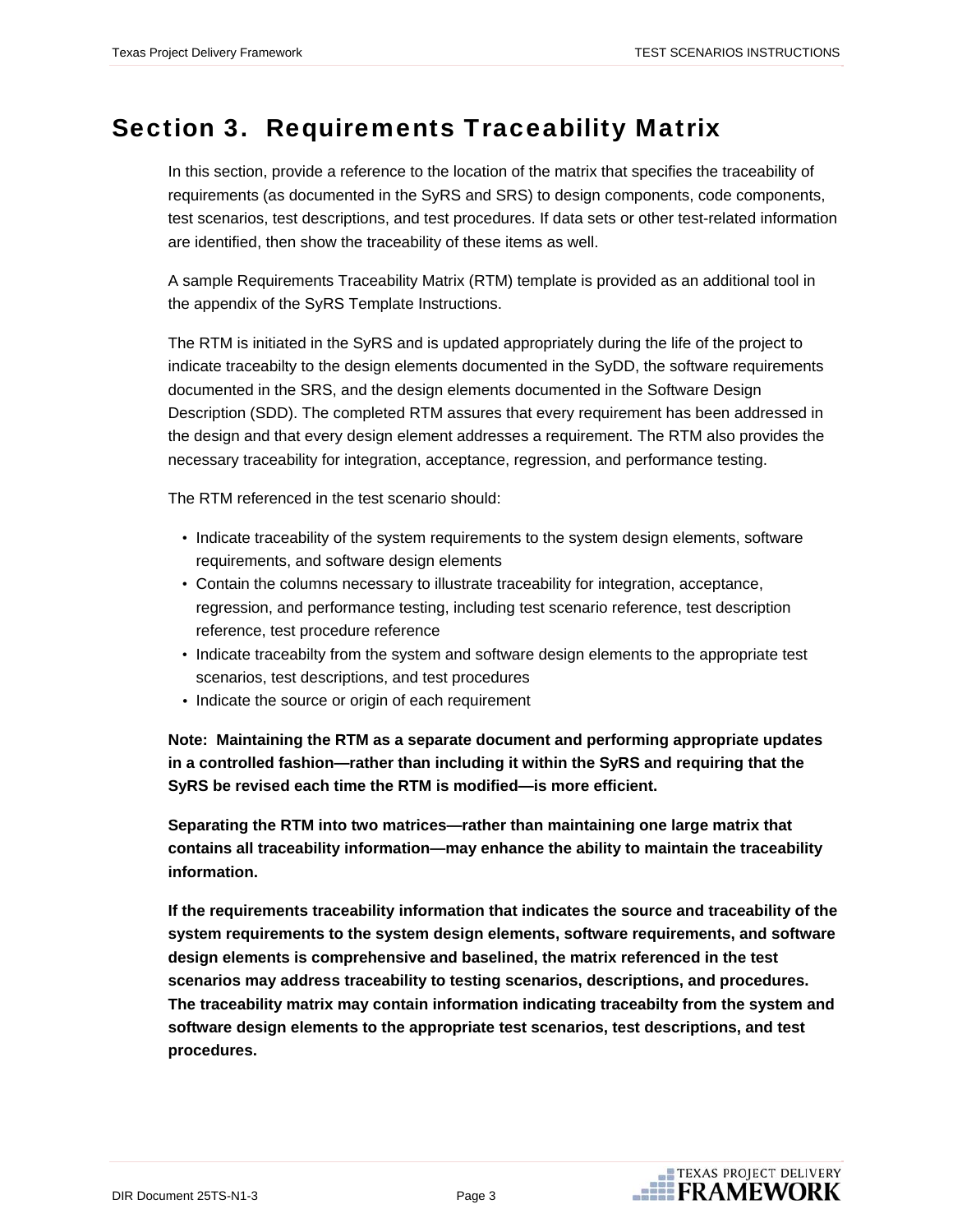# Section 3. Requirements Traceability Matrix

In this section, provide a reference to the location of the matrix that specifies the traceability of requirements (as documented in the SyRS and SRS) to design components, code components, test scenarios, test descriptions, and test procedures. If data sets or other test-related information are identified, then show the traceability of these items as well.

A sample Requirements Traceability Matrix (RTM) template is provided as an additional tool in the appendix of the SyRS Template Instructions.

The RTM is initiated in the SyRS and is updated appropriately during the life of the project to indicate traceabilty to the design elements documented in the SyDD, the software requirements documented in the SRS, and the design elements documented in the Software Design Description (SDD). The completed RTM assures that every requirement has been addressed in the design and that every design element addresses a requirement. The RTM also provides the necessary traceability for integration, acceptance, regression, and performance testing.

The RTM referenced in the test scenario should:

- Indicate traceability of the system requirements to the system design elements, software requirements, and software design elements
- Contain the columns necessary to illustrate traceability for integration, acceptance, regression, and performance testing, including test scenario reference, test description reference, test procedure reference
- Indicate traceabilty from the system and software design elements to the appropriate test scenarios, test descriptions, and test procedures
- Indicate the source or origin of each requirement

**Note: Maintaining the RTM as a separate document and performing appropriate updates in a controlled fashion—rather than including it within the SyRS and requiring that the SyRS be revised each time the RTM is modified—is more efficient.**

**Separating the RTM into two matrices—rather than maintaining one large matrix that contains all traceability information—may enhance the ability to maintain the traceability information.**

**If the requirements traceability information that indicates the source and traceability of the system requirements to the system design elements, software requirements, and software design elements is comprehensive and baselined, the matrix referenced in the test scenarios may address traceability to testing scenarios, descriptions, and procedures. The traceability matrix may contain information indicating traceabilty from the system and software design elements to the appropriate test scenarios, test descriptions, and test procedures.**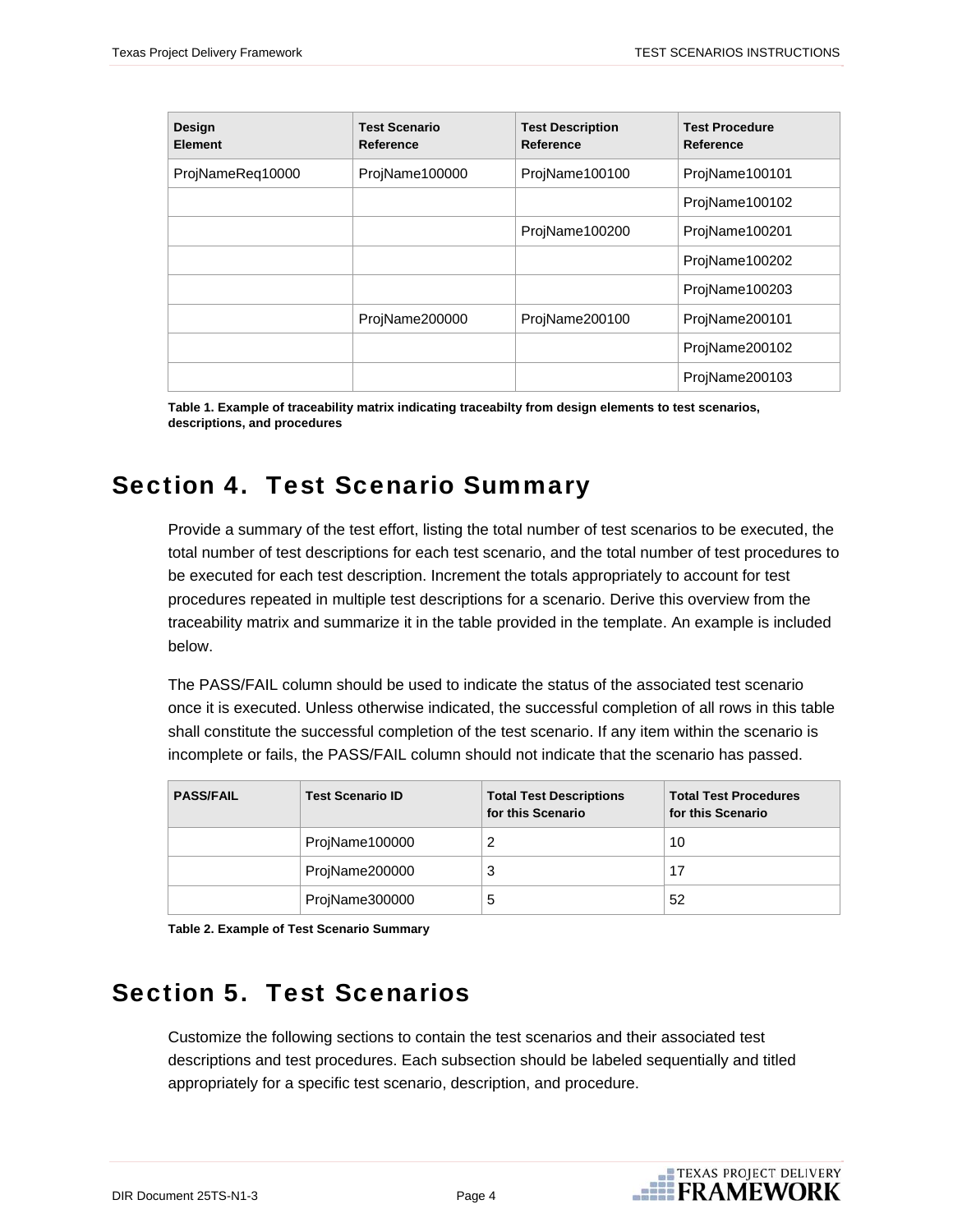| Design Element | Test Scenario Reference | Test Description Reference | Test Procedure Reference |
|---|---|---|---|
| ProjNameReq10000 | ProjName100000 | ProjName100100 | ProjName100101 |
| | | | ProjName100102 |
| | | ProjName100200 | ProjName100201 |
| | | | ProjName100202 |
| | | | ProjName100203 |
| | ProjName200000 | ProjName200100 | ProjName200101 |
| | | | ProjName200102 |
| | | | ProjName200103 |

**Table 1. Example of traceability matrix indicating traceabilty from design elements to test scenarios, descriptions, and procedures**

# Section 4. Test Scenario Summary

Provide a summary of the test effort, listing the total number of test scenarios to be executed, the total number of test descriptions for each test scenario, and the total number of test procedures to be executed for each test description. Increment the totals appropriately to account for test procedures repeated in multiple test descriptions for a scenario. Derive this overview from the traceability matrix and summarize it in the table provided in the template. An example is included below.

The PASS/FAIL column should be used to indicate the status of the associated test scenario once it is executed. Unless otherwise indicated, the successful completion of all rows in this table shall constitute the successful completion of the test scenario. If any item within the scenario is incomplete or fails, the PASS/FAIL column should not indicate that the scenario has passed.

| PASS/FAIL | Test Scenario ID | Total Test Descriptions for this Scenario | Total Test Procedures for this Scenario |
|---|---|---|---|
| | ProjName100000 | 2 | 10 |
| | ProjName200000 | 3 | 17 |
| | ProjName300000 | 5 | 52 |

**Table 2. Example of Test Scenario Summary**

# Section 5. Test Scenarios

Customize the following sections to contain the test scenarios and their associated test descriptions and test procedures. Each subsection should be labeled sequentially and titled appropriately for a specific test scenario, description, and procedure.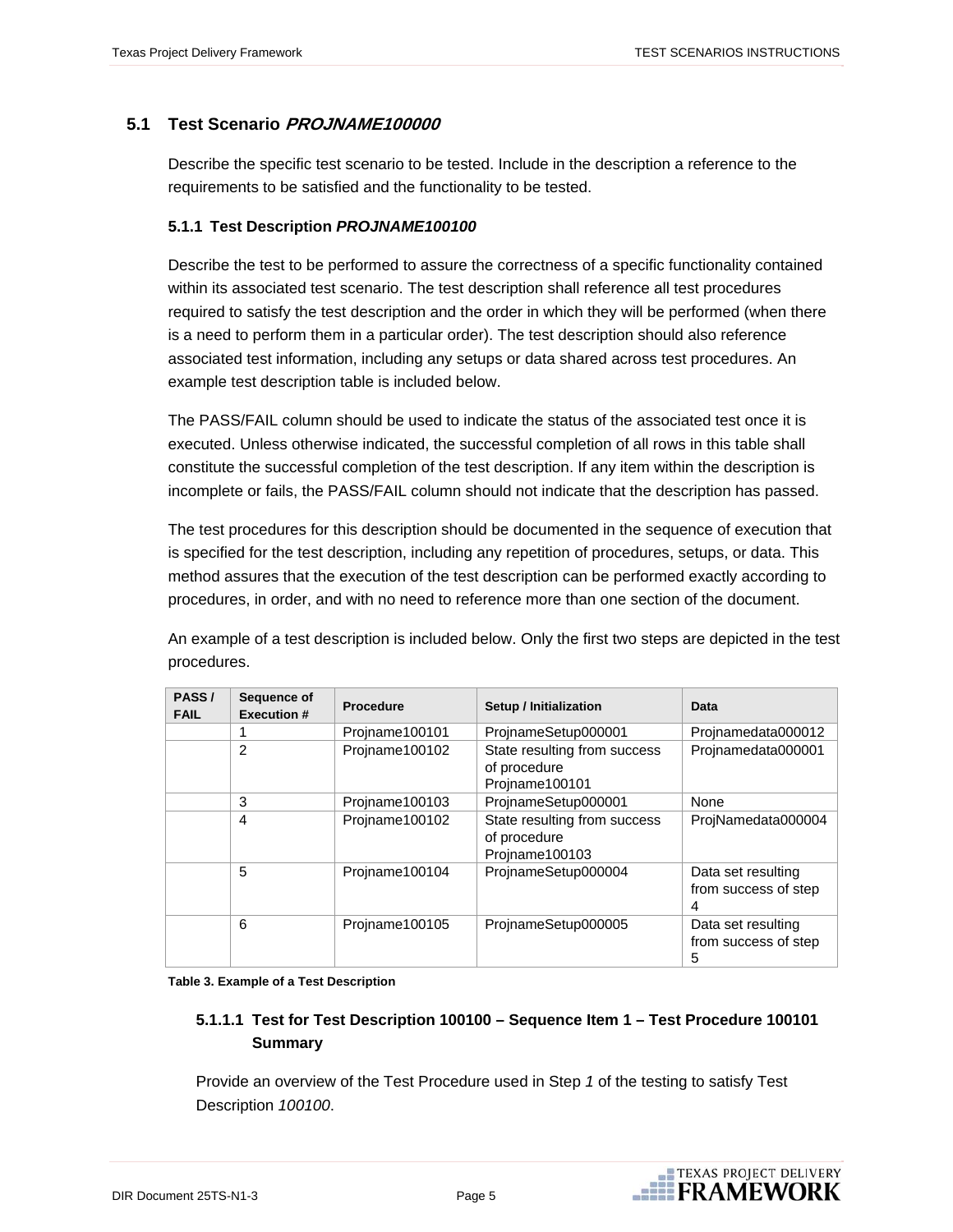## 5.1 Test Scenario *PROJNAME100000*

Describe the specific test scenario to be tested. Include in the description a reference to the requirements to be satisfied and the functionality to be tested.

### 5.1.1 Test Description *PROJNAME100100*

Describe the test to be performed to assure the correctness of a specific functionality contained within its associated test scenario. The test description shall reference all test procedures required to satisfy the test description and the order in which they will be performed (when there is a need to perform them in a particular order). The test description should also reference associated test information, including any setups or data shared across test procedures. An example test description table is included below.

The PASS/FAIL column should be used to indicate the status of the associated test once it is executed. Unless otherwise indicated, the successful completion of all rows in this table shall constitute the successful completion of the test description. If any item within the description is incomplete or fails, the PASS/FAIL column should not indicate that the description has passed.

The test procedures for this description should be documented in the sequence of execution that is specified for the test description, including any repetition of procedures, setups, or data. This method assures that the execution of the test description can be performed exactly according to procedures, in order, and with no need to reference more than one section of the document.

An example of a test description is included below. Only the first two steps are depicted in the test procedures.

| PASS / FAIL | Sequence of Execution # | Procedure | Setup / Initialization | Data |
|---|---|---|---|---|
| | 1 | Projname100101 | ProjnameSetup000001 | Projnamedata000012 |
| | 2 | Projname100102 | State resulting from success of procedure Projname100101 | Projnamedata000001 |
| | 3 | Projname100103 | ProjnameSetup000001 | None |
| | 4 | Projname100102 | State resulting from success of procedure Projname100103 | ProjNamedata000004 |
| | 5 | Projname100104 | ProjnameSetup000004 | Data set resulting from success of step 4 |
| | 6 | Projname100105 | ProjnameSetup000005 | Data set resulting from success of step 5 |

**Table 3. Example of a Test Description**

#### 5.1.1.1 Test for Test Description 100100 – Sequence Item 1 – Test Procedure 100101 Summary

Provide an overview of the Test Procedure used in Step *1* of the testing to satisfy Test Description *100100*.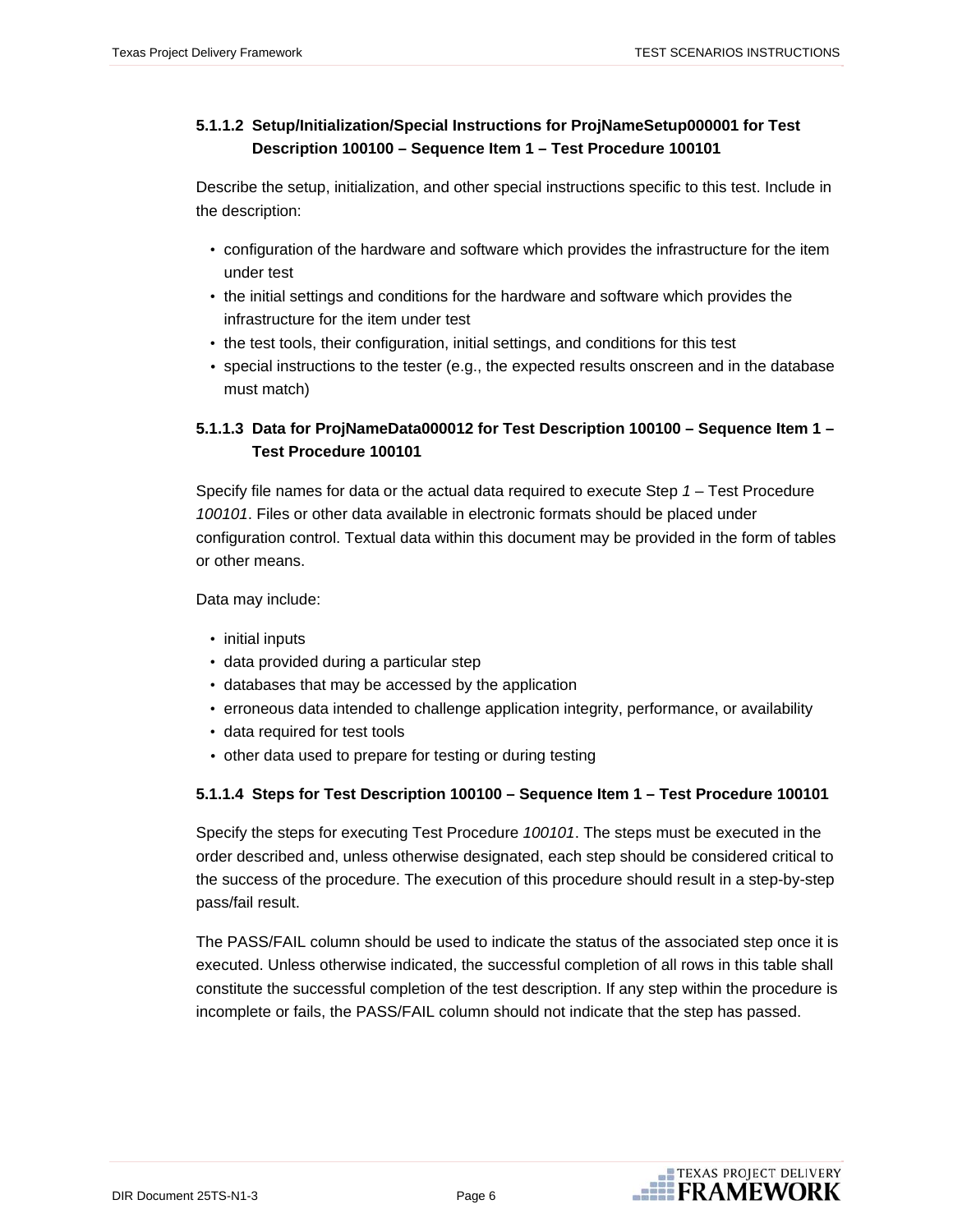#### 5.1.1.2 Setup/Initialization/Special Instructions for ProjNameSetup000001 for Test Description 100100 – Sequence Item 1 – Test Procedure 100101

Describe the setup, initialization, and other special instructions specific to this test. Include in the description:

- configuration of the hardware and software which provides the infrastructure for the item under test
- the initial settings and conditions for the hardware and software which provides the infrastructure for the item under test
- the test tools, their configuration, initial settings, and conditions for this test
- special instructions to the tester (e.g., the expected results onscreen and in the database must match)

#### 5.1.1.3 Data for ProjNameData000012 for Test Description 100100 – Sequence Item 1 – Test Procedure 100101

Specify file names for data or the actual data required to execute Step *1* – Test Procedure *100101*. Files or other data available in electronic formats should be placed under configuration control. Textual data within this document may be provided in the form of tables or other means.

Data may include:

- initial inputs
- data provided during a particular step
- databases that may be accessed by the application
- erroneous data intended to challenge application integrity, performance, or availability
- data required for test tools
- other data used to prepare for testing or during testing

#### 5.1.1.4 Steps for Test Description 100100 – Sequence Item 1 – Test Procedure 100101

Specify the steps for executing Test Procedure *100101*. The steps must be executed in the order described and, unless otherwise designated, each step should be considered critical to the success of the procedure. The execution of this procedure should result in a step-by-step pass/fail result.

The PASS/FAIL column should be used to indicate the status of the associated step once it is executed. Unless otherwise indicated, the successful completion of all rows in this table shall constitute the successful completion of the test description. If any step within the procedure is incomplete or fails, the PASS/FAIL column should not indicate that the step has passed.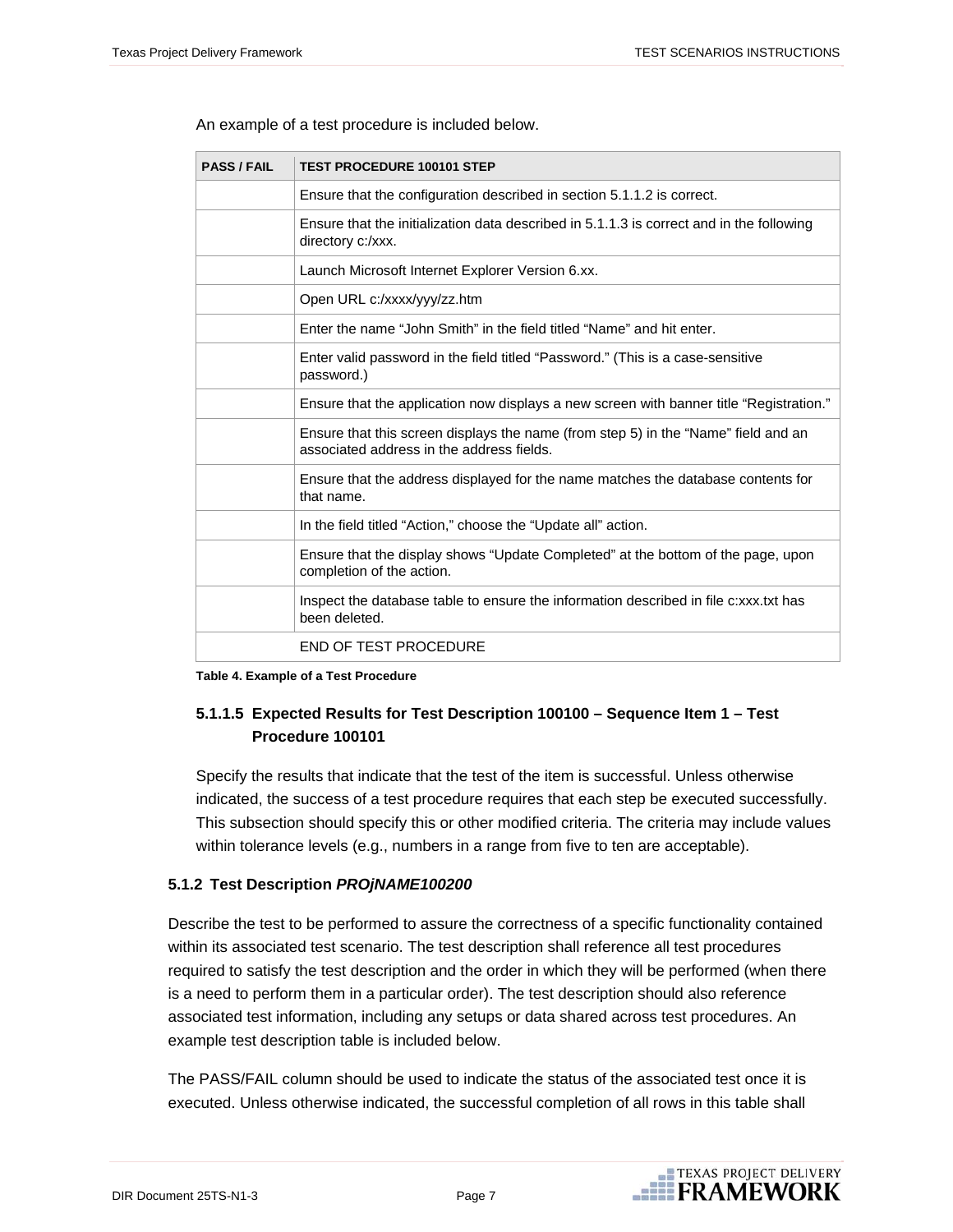An example of a test procedure is included below.

| PASS / FAIL | TEST PROCEDURE 100101 STEP |
|---|---|
| | Ensure that the configuration described in section 5.1.1.2 is correct. |
| | Ensure that the initialization data described in 5.1.1.3 is correct and in the following directory c:/xxx. |
| | Launch Microsoft Internet Explorer Version 6.xx. |
| | Open URL c:/xxxx/yyy/zz.htm |
| | Enter the name “John Smith” in the field titled “Name” and hit enter. |
| | Enter valid password in the field titled “Password.” (This is a case-sensitive password.) |
| | Ensure that the application now displays a new screen with banner title “Registration.” |
| | Ensure that this screen displays the name (from step 5) in the “Name” field and an associated address in the address fields. |
| | Ensure that the address displayed for the name matches the database contents for that name. |
| | In the field titled “Action,” choose the “Update all” action. |
| | Ensure that the display shows “Update Completed” at the bottom of the page, upon completion of the action. |
| | Inspect the database table to ensure the information described in file c:xxx.txt has been deleted. |
| | END OF TEST PROCEDURE |

**Table 4. Example of a Test Procedure**

#### 5.1.1.5 Expected Results for Test Description 100100 – Sequence Item 1 – Test Procedure 100101

Specify the results that indicate that the test of the item is successful. Unless otherwise indicated, the success of a test procedure requires that each step be executed successfully. This subsection should specify this or other modified criteria. The criteria may include values within tolerance levels (e.g., numbers in a range from five to ten are acceptable).

### 5.1.2 Test Description *PROjNAME100200*

Describe the test to be performed to assure the correctness of a specific functionality contained within its associated test scenario. The test description shall reference all test procedures required to satisfy the test description and the order in which they will be performed (when there is a need to perform them in a particular order). The test description should also reference associated test information, including any setups or data shared across test procedures. An example test description table is included below.

The PASS/FAIL column should be used to indicate the status of the associated test once it is executed. Unless otherwise indicated, the successful completion of all rows in this table shall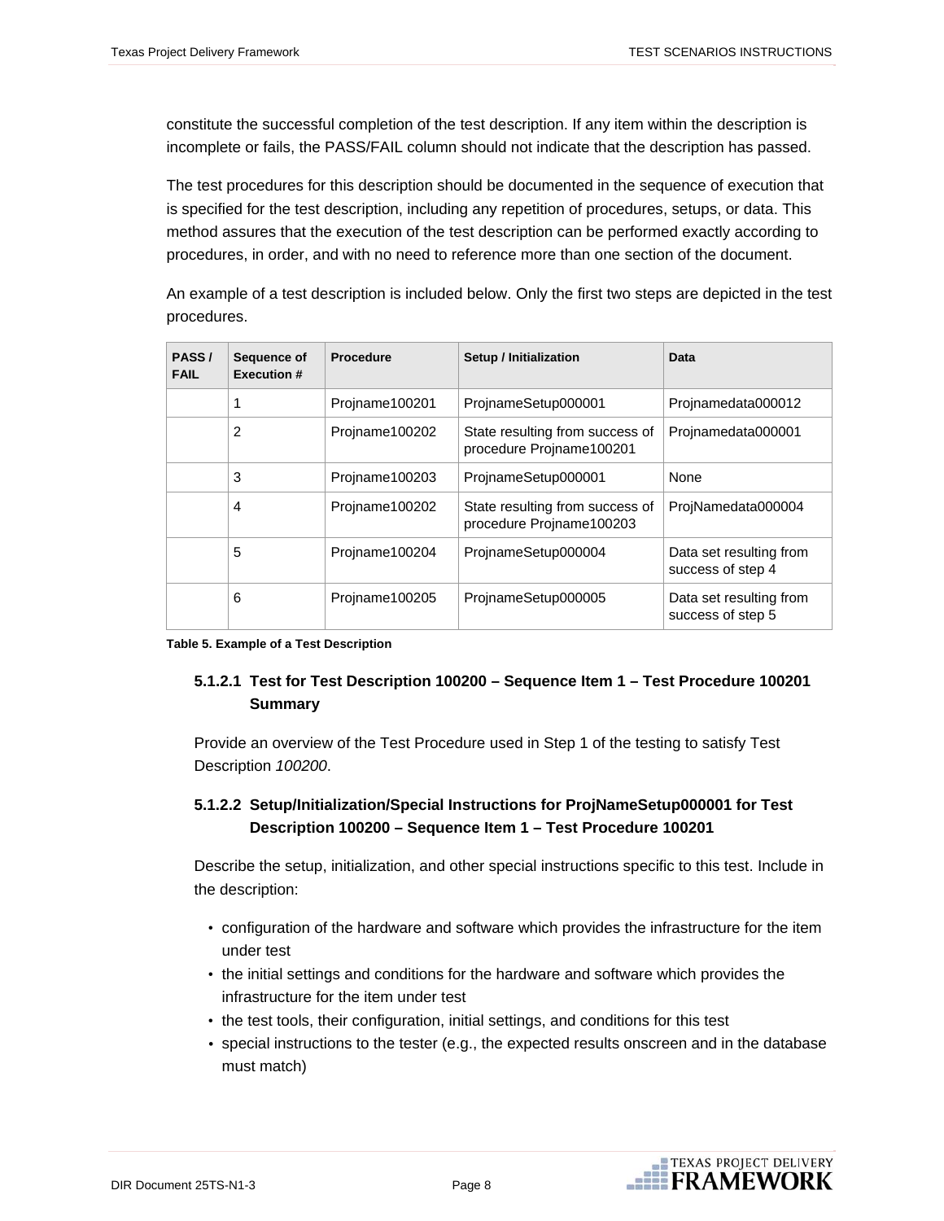constitute the successful completion of the test description. If any item within the description is incomplete or fails, the PASS/FAIL column should not indicate that the description has passed.

The test procedures for this description should be documented in the sequence of execution that is specified for the test description, including any repetition of procedures, setups, or data. This method assures that the execution of the test description can be performed exactly according to procedures, in order, and with no need to reference more than one section of the document.

An example of a test description is included below. Only the first two steps are depicted in the test procedures.

| PASS / FAIL | Sequence of Execution # | Procedure | Setup / Initialization | Data |
|---|---|---|---|---|
| | 1 | Projname100201 | ProjnameSetup000001 | Projnamedata000012 |
| | 2 | Projname100202 | State resulting from success of procedure Projname100201 | Projnamedata000001 |
| | 3 | Projname100203 | ProjnameSetup000001 | None |
| | 4 | Projname100202 | State resulting from success of procedure Projname100203 | ProjNamedata000004 |
| | 5 | Projname100204 | ProjnameSetup000004 | Data set resulting from success of step 4 |
| | 6 | Projname100205 | ProjnameSetup000005 | Data set resulting from success of step 5 |

**Table 5. Example of a Test Description**

#### 5.1.2.1 Test for Test Description 100200 – Sequence Item 1 – Test Procedure 100201 Summary

Provide an overview of the Test Procedure used in Step 1 of the testing to satisfy Test Description *100200*.

#### 5.1.2.2 Setup/Initialization/Special Instructions for ProjNameSetup000001 for Test Description 100200 – Sequence Item 1 – Test Procedure 100201

Describe the setup, initialization, and other special instructions specific to this test. Include in the description:

- configuration of the hardware and software which provides the infrastructure for the item under test
- the initial settings and conditions for the hardware and software which provides the infrastructure for the item under test
- the test tools, their configuration, initial settings, and conditions for this test
- special instructions to the tester (e.g., the expected results onscreen and in the database must match)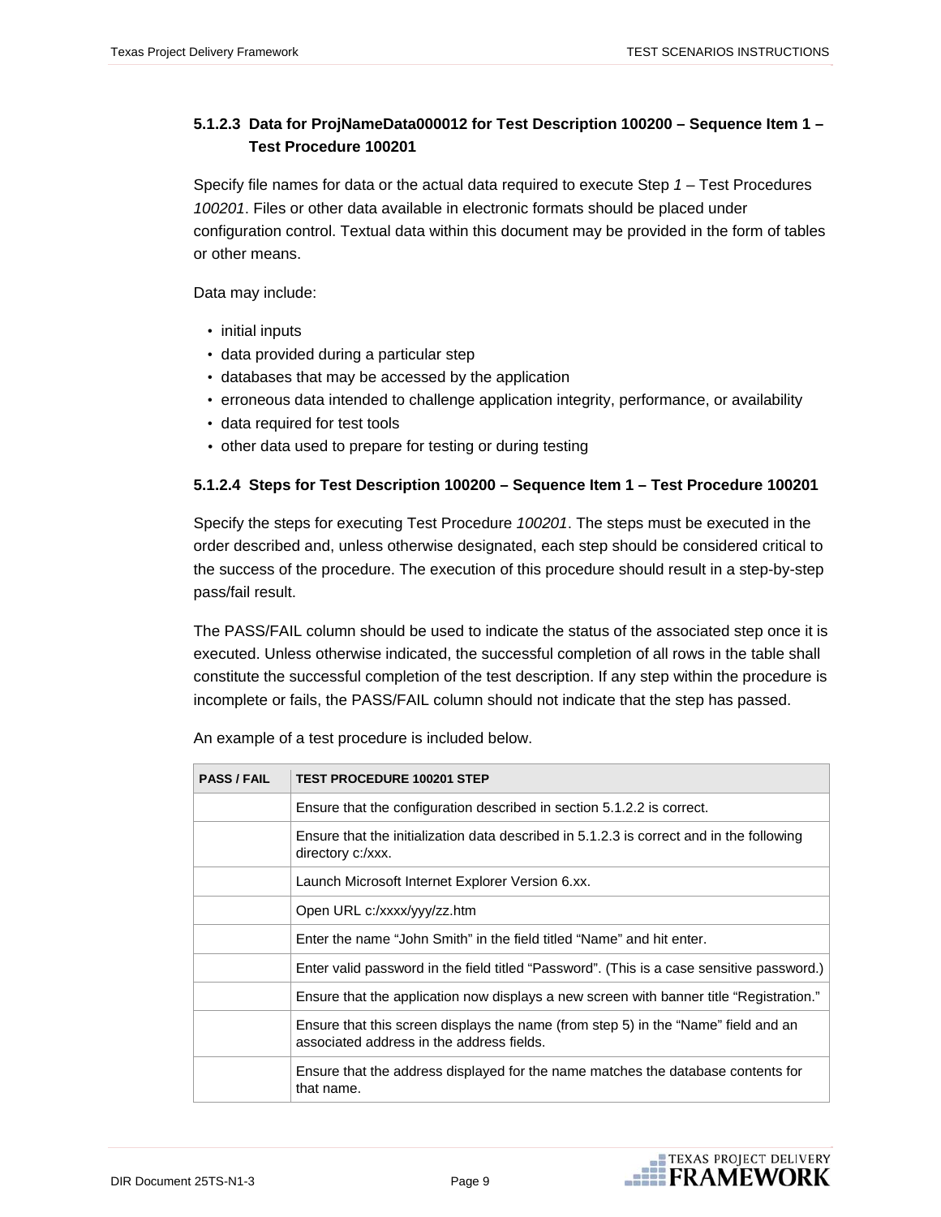#### 5.1.2.3 Data for ProjNameData000012 for Test Description 100200 – Sequence Item 1 – Test Procedure 100201

Specify file names for data or the actual data required to execute Step *1* – Test Procedures *100201*. Files or other data available in electronic formats should be placed under configuration control. Textual data within this document may be provided in the form of tables or other means.

Data may include:

- initial inputs
- data provided during a particular step
- databases that may be accessed by the application
- erroneous data intended to challenge application integrity, performance, or availability
- data required for test tools
- other data used to prepare for testing or during testing

#### 5.1.2.4 Steps for Test Description 100200 – Sequence Item 1 – Test Procedure 100201

Specify the steps for executing Test Procedure *100201*. The steps must be executed in the order described and, unless otherwise designated, each step should be considered critical to the success of the procedure. The execution of this procedure should result in a step-by-step pass/fail result.

The PASS/FAIL column should be used to indicate the status of the associated step once it is executed. Unless otherwise indicated, the successful completion of all rows in the table shall constitute the successful completion of the test description. If any step within the procedure is incomplete or fails, the PASS/FAIL column should not indicate that the step has passed.

An example of a test procedure is included below.

| PASS / FAIL | TEST PROCEDURE 100201 STEP |
|---|---|
| | Ensure that the configuration described in section 5.1.2.2 is correct. |
| | Ensure that the initialization data described in 5.1.2.3 is correct and in the following directory c:/xxx. |
| | Launch Microsoft Internet Explorer Version 6.xx. |
| | Open URL c:/xxxx/yyy/zz.htm |
| | Enter the name “John Smith” in the field titled “Name” and hit enter. |
| | Enter valid password in the field titled “Password”. (This is a case sensitive password.) |
| | Ensure that the application now displays a new screen with banner title “Registration.” |
| | Ensure that this screen displays the name (from step 5) in the “Name” field and an associated address in the address fields. |
| | Ensure that the address displayed for the name matches the database contents for that name. |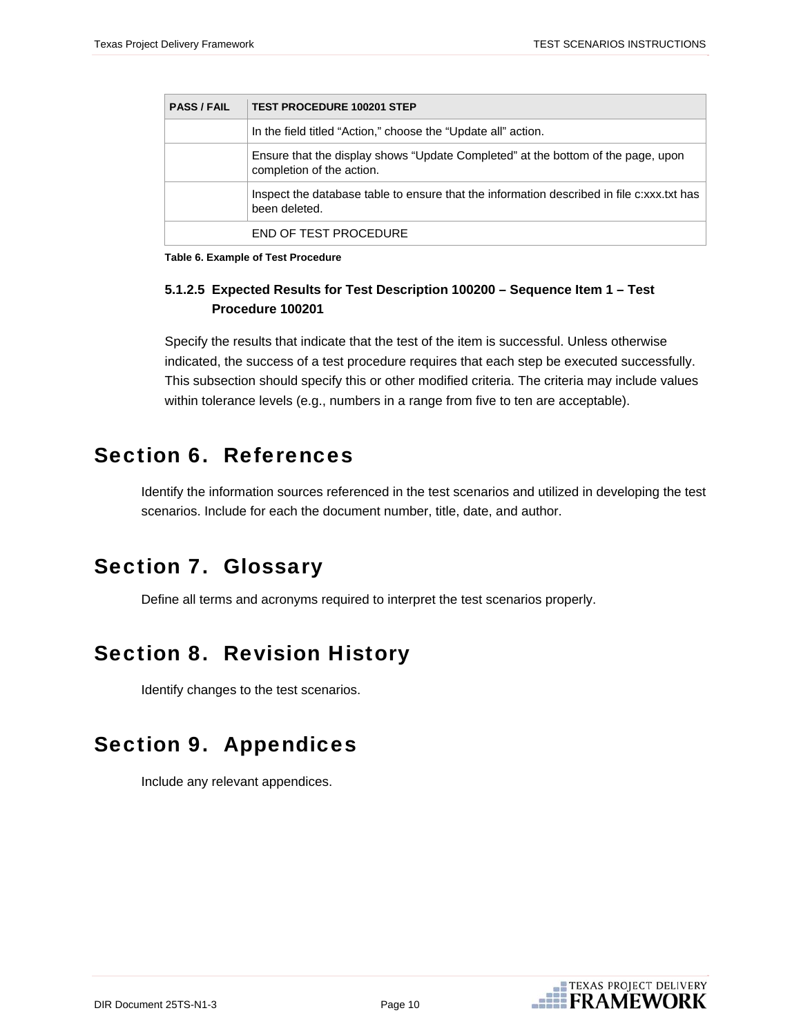| PASS / FAIL | TEST PROCEDURE 100201 STEP |
|---|---|
| | In the field titled “Action,” choose the “Update all” action. |
| | Ensure that the display shows “Update Completed” at the bottom of the page, upon completion of the action. |
| | Inspect the database table to ensure that the information described in file c:xxx.txt has been deleted. |
| | END OF TEST PROCEDURE |

**Table 6. Example of Test Procedure**

#### 5.1.2.5 Expected Results for Test Description 100200 – Sequence Item 1 – Test Procedure 100201

Specify the results that indicate that the test of the item is successful. Unless otherwise indicated, the success of a test procedure requires that each step be executed successfully. This subsection should specify this or other modified criteria. The criteria may include values within tolerance levels (e.g., numbers in a range from five to ten are acceptable).

# Section 6. References

Identify the information sources referenced in the test scenarios and utilized in developing the test scenarios. Include for each the document number, title, date, and author.

# Section 7. Glossary

Define all terms and acronyms required to interpret the test scenarios properly.

# Section 8. Revision History

Identify changes to the test scenarios.

# Section 9. Appendices

Include any relevant appendices.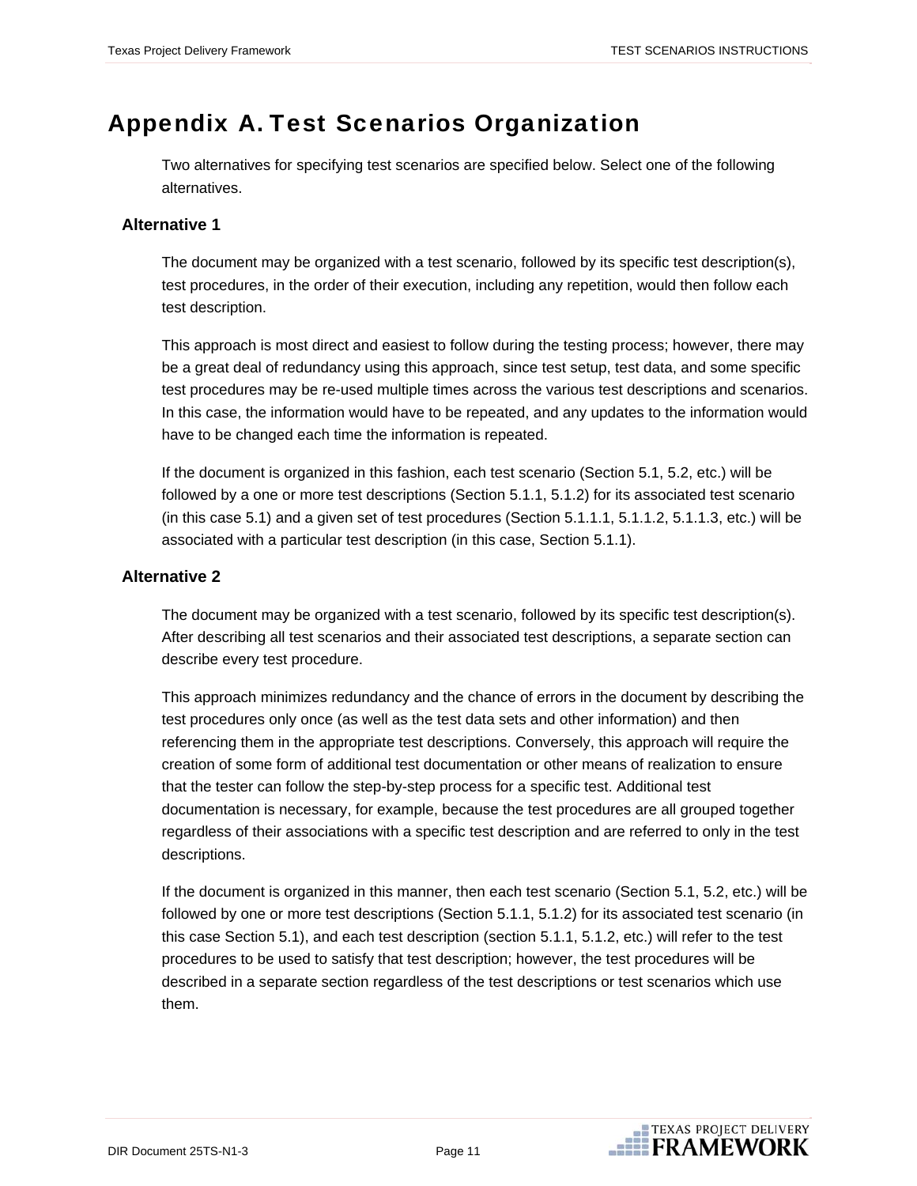# Appendix A. Test Scenarios Organization

Two alternatives for specifying test scenarios are specified below. Select one of the following alternatives.

### Alternative 1

The document may be organized with a test scenario, followed by its specific test description(s), test procedures, in the order of their execution, including any repetition, would then follow each test description.

This approach is most direct and easiest to follow during the testing process; however, there may be a great deal of redundancy using this approach, since test setup, test data, and some specific test procedures may be re-used multiple times across the various test descriptions and scenarios. In this case, the information would have to be repeated, and any updates to the information would have to be changed each time the information is repeated.

If the document is organized in this fashion, each test scenario (Section 5.1, 5.2, etc.) will be followed by a one or more test descriptions (Section 5.1.1, 5.1.2) for its associated test scenario (in this case 5.1) and a given set of test procedures (Section 5.1.1.1, 5.1.1.2, 5.1.1.3, etc.) will be associated with a particular test description (in this case, Section 5.1.1).

### Alternative 2

The document may be organized with a test scenario, followed by its specific test description(s). After describing all test scenarios and their associated test descriptions, a separate section can describe every test procedure.

This approach minimizes redundancy and the chance of errors in the document by describing the test procedures only once (as well as the test data sets and other information) and then referencing them in the appropriate test descriptions. Conversely, this approach will require the creation of some form of additional test documentation or other means of realization to ensure that the tester can follow the step-by-step process for a specific test. Additional test documentation is necessary, for example, because the test procedures are all grouped together regardless of their associations with a specific test description and are referred to only in the test descriptions.

If the document is organized in this manner, then each test scenario (Section 5.1, 5.2, etc.) will be followed by one or more test descriptions (Section 5.1.1, 5.1.2) for its associated test scenario (in this case Section 5.1), and each test description (section 5.1.1, 5.1.2, etc.) will refer to the test procedures to be used to satisfy that test description; however, the test procedures will be described in a separate section regardless of the test descriptions or test scenarios which use them.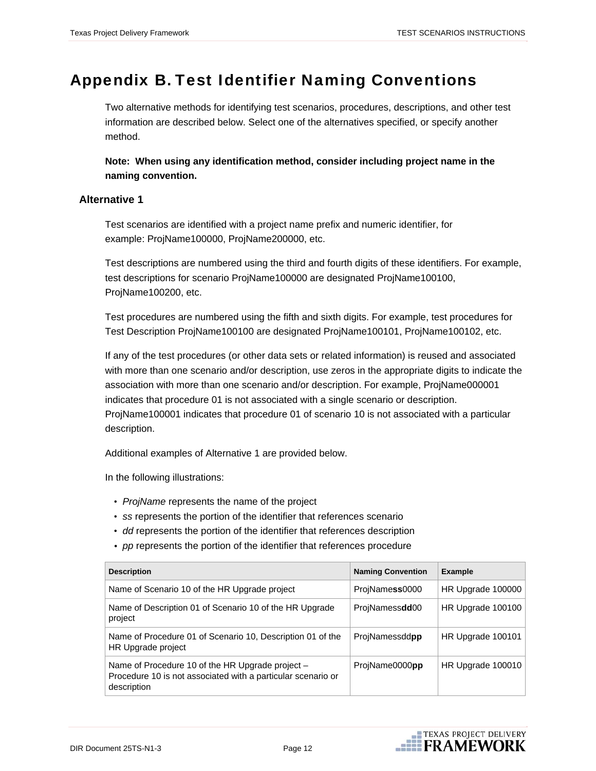# Appendix B. Test Identifier Naming Conventions

Two alternative methods for identifying test scenarios, procedures, descriptions, and other test information are described below. Select one of the alternatives specified, or specify another method.

**Note: When using any identification method, consider including project name in the naming convention.**

## Alternative 1

Test scenarios are identified with a project name prefix and numeric identifier, for example: ProjName100000, ProjName200000, etc.

Test descriptions are numbered using the third and fourth digits of these identifiers. For example, test descriptions for scenario ProjName100000 are designated ProjName100100, ProjName100200, etc.

Test procedures are numbered using the fifth and sixth digits. For example, test procedures for Test Description ProjName100100 are designated ProjName100101, ProjName100102, etc.

If any of the test procedures (or other data sets or related information) is reused and associated with more than one scenario and/or description, use zeros in the appropriate digits to indicate the association with more than one scenario and/or description. For example, ProjName000001 indicates that procedure 01 is not associated with a single scenario or description. ProjName100001 indicates that procedure 01 of scenario 10 is not associated with a particular description.

Additional examples of Alternative 1 are provided below.

In the following illustrations:

- *ProjName* represents the name of the project
- *ss* represents the portion of the identifier that references scenario
- *dd* represents the portion of the identifier that references description
- *pp* represents the portion of the identifier that references procedure

| Description | Naming Convention | Example |
|---|---|---|
| Name of Scenario 10 of the HR Upgrade project | ProjName**ss**0000 | HR Upgrade 100000 |
| Name of Description 01 of Scenario 10 of the HR Upgrade project | ProjNamess**dd**00 | HR Upgrade 100100 |
| Name of Procedure 01 of Scenario 10, Description 01 of the HR Upgrade project | ProjNamessdd**pp** | HR Upgrade 100101 |
| Name of Procedure 10 of the HR Upgrade project – Procedure 10 is not associated with a particular scenario or description | ProjName0000**pp** | HR Upgrade 100010 |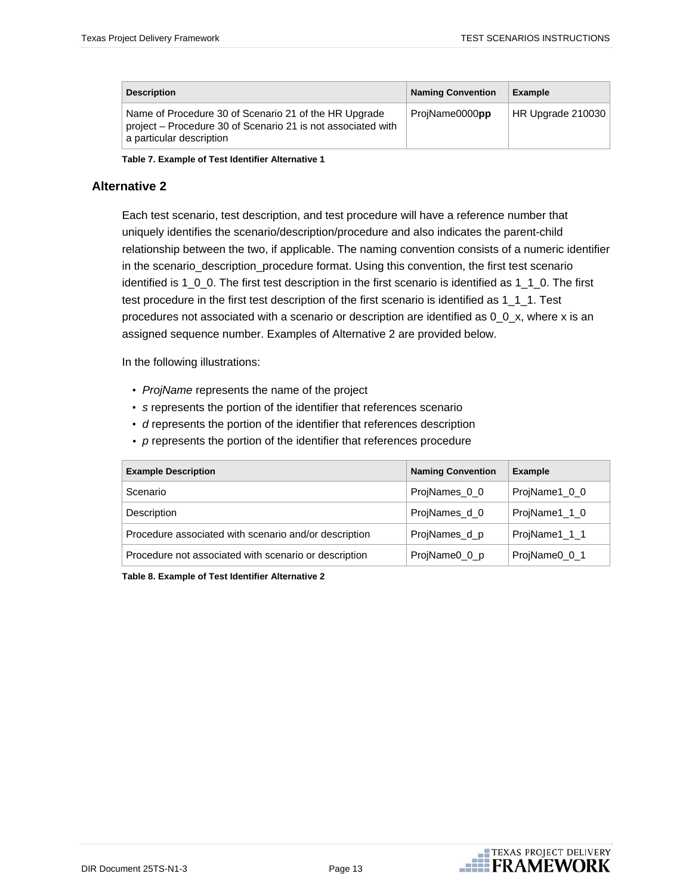| Description | Naming Convention | Example |
|---|---|---|
| Name of Procedure 30 of Scenario 21 of the HR Upgrade project – Procedure 30 of Scenario 21 is not associated with a particular description | ProjName0000**pp** | HR Upgrade 210030 |

**Table 7. Example of Test Identifier Alternative 1**

### Alternative 2

Each test scenario, test description, and test procedure will have a reference number that uniquely identifies the scenario/description/procedure and also indicates the parent-child relationship between the two, if applicable. The naming convention consists of a numeric identifier in the scenario_description_procedure format. Using this convention, the first test scenario identified is 1_0_0. The first test description in the first scenario is identified as 1_1_0. The first test procedure in the first test description of the first scenario is identified as 1_1_1. Test procedures not associated with a scenario or description are identified as 0_0_x, where x is an assigned sequence number. Examples of Alternative 2 are provided below.

In the following illustrations:

- *ProjName* represents the name of the project
- *s* represents the portion of the identifier that references scenario
- *d* represents the portion of the identifier that references description
- *p* represents the portion of the identifier that references procedure

| Example Description | Naming Convention | Example |
|---|---|---|
| Scenario | ProjNames_0_0 | ProjName1_0_0 |
| Description | ProjNames_d_0 | ProjName1_1_0 |
| Procedure associated with scenario and/or description | ProjNames_d_p | ProjName1_1_1 |
| Procedure not associated with scenario or description | ProjName0_0_p | ProjName0_0_1 |

**Table 8. Example of Test Identifier Alternative 2**